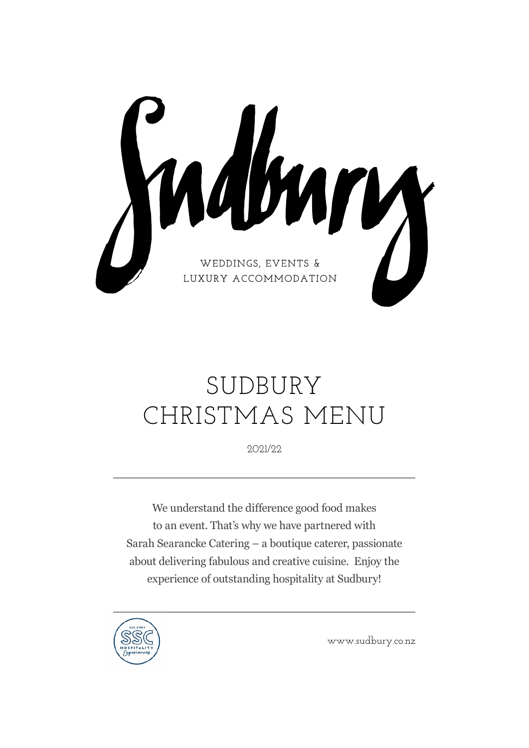# Sudbury

WEDDINGS, EVENTS &
LUXURY ACCOMMODATION

# SUDBURY CHRISTMAS MENU

2021/22

---

We understand the difference good food makes to an event. That's why we have partnered with Sarah Searancke Catering – a boutique caterer, passionate about delivering fabulous and creative cuisine. Enjoy the experience of outstanding hospitality at Sudbury!

---

EST. 1997 SSC HOSPITALITY Experiences

www.sudbury.co.nz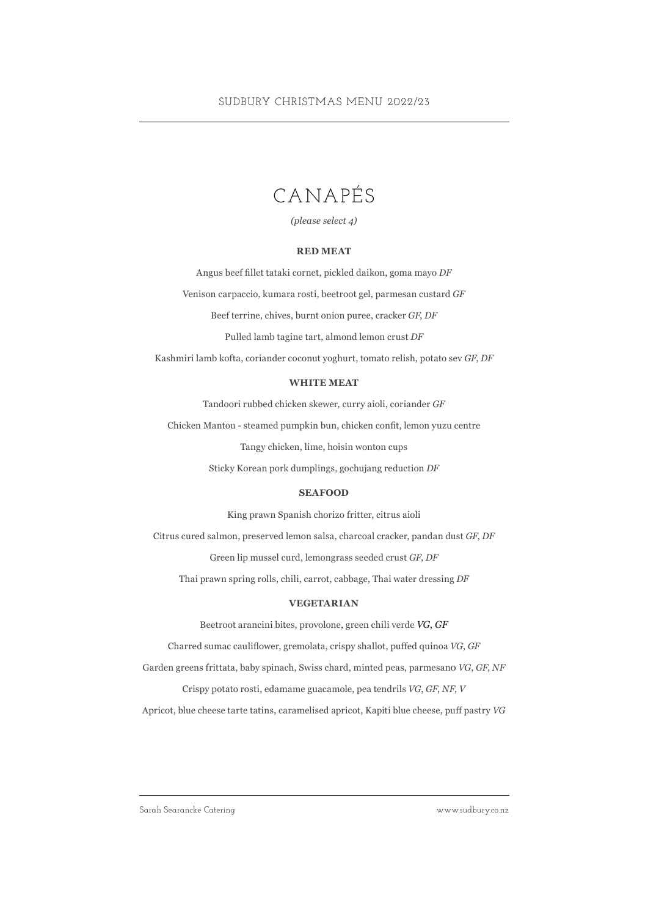# CANAPÉS

*(please select 4)*

**RED MEAT**

Angus beef fillet tataki cornet, pickled daikon, goma mayo *DF*

Venison carpaccio, kumara rosti, beetroot gel, parmesan custard *GF*

Beef terrine, chives, burnt onion puree, cracker *GF, DF*

Pulled lamb tagine tart, almond lemon crust *DF*

Kashmiri lamb kofta, coriander coconut yoghurt, tomato relish, potato sev *GF, DF*

**WHITE MEAT**

Tandoori rubbed chicken skewer, curry aioli, coriander *GF*

Chicken Mantou - steamed pumpkin bun, chicken confit, lemon yuzu centre

Tangy chicken, lime, hoisin wonton cups

Sticky Korean pork dumplings, gochujang reduction *DF*

**SEAFOOD**

King prawn Spanish chorizo fritter, citrus aioli

Citrus cured salmon, preserved lemon salsa, charcoal cracker, pandan dust *GF, DF*

Green lip mussel curd, lemongrass seeded crust *GF, DF*

Thai prawn spring rolls, chili, carrot, cabbage, Thai water dressing *DF*

**VEGETARIAN**

Beetroot arancini bites, provolone, green chili verde *VG, GF*

Charred sumac cauliflower, gremolata, crispy shallot, puffed quinoa *VG, GF*

Garden greens frittata, baby spinach, Swiss chard, minted peas, parmesano *VG, GF, NF*

Crispy potato rosti, edamame guacamole, pea tendrils *VG, GF, NF, V*

Apricot, blue cheese tarte tatins, caramelised apricot, Kapiti blue cheese, puff pastry *VG*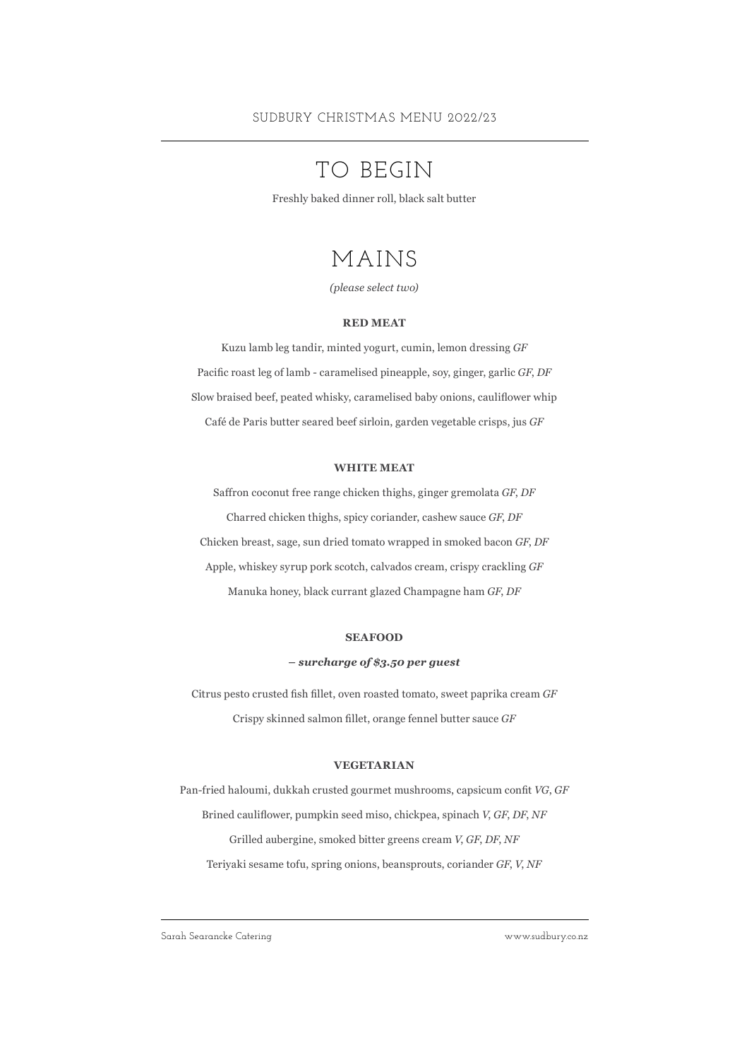SUDBURY CHRISTMAS MENU 2022/23

# TO BEGIN

Freshly baked dinner roll, black salt butter

# MAINS

*(please select two)*

**RED MEAT**

Kuzu lamb leg tandir, minted yogurt, cumin, lemon dressing *GF*

Pacific roast leg of lamb - caramelised pineapple, soy, ginger, garlic *GF, DF*

Slow braised beef, peated whisky, caramelised baby onions, cauliflower whip

Café de Paris butter seared beef sirloin, garden vegetable crisps, jus *GF*

**WHITE MEAT**

Saffron coconut free range chicken thighs, ginger gremolata *GF, DF*

Charred chicken thighs, spicy coriander, cashew sauce *GF, DF*

Chicken breast, sage, sun dried tomato wrapped in smoked bacon *GF, DF*

Apple, whiskey syrup pork scotch, calvados cream, crispy crackling *GF*

Manuka honey, black currant glazed Champagne ham *GF, DF*

**SEAFOOD**

***– surcharge of $3.50 per guest***

Citrus pesto crusted fish fillet, oven roasted tomato, sweet paprika cream *GF*

Crispy skinned salmon fillet, orange fennel butter sauce *GF*

**VEGETARIAN**

Pan-fried haloumi, dukkah crusted gourmet mushrooms, capsicum confit *VG, GF*

Brined cauliflower, pumpkin seed miso, chickpea, spinach *V, GF, DF, NF*

Grilled aubergine, smoked bitter greens cream *V, GF, DF, NF*

Teriyaki sesame tofu, spring onions, beansprouts, coriander *GF, V, NF*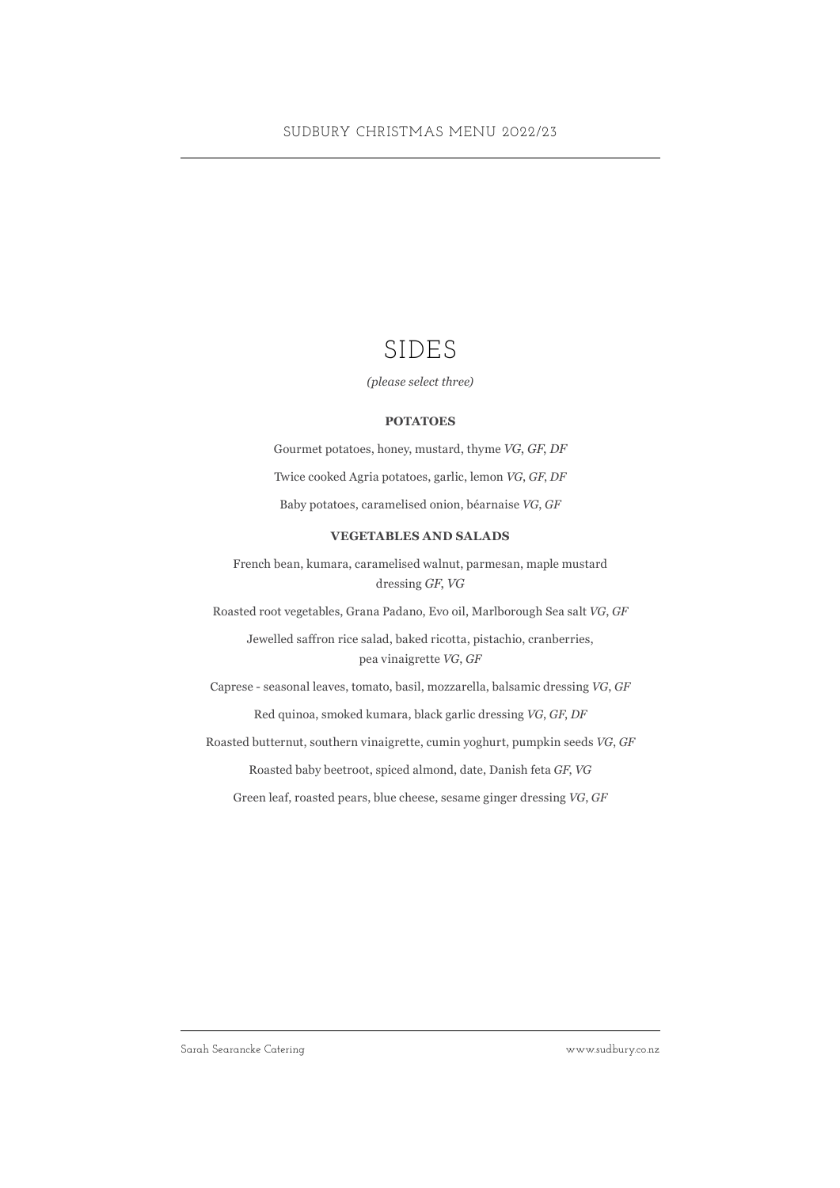# SIDES

*(please select three)*

**POTATOES**

Gourmet potatoes, honey, mustard, thyme *VG, GF, DF*

Twice cooked Agria potatoes, garlic, lemon *VG, GF, DF*

Baby potatoes, caramelised onion, béarnaise *VG, GF*

**VEGETABLES AND SALADS**

French bean, kumara, caramelised walnut, parmesan, maple mustard dressing *GF, VG*

Roasted root vegetables, Grana Padano, Evo oil, Marlborough Sea salt *VG, GF*

Jewelled saffron rice salad, baked ricotta, pistachio, cranberries, pea vinaigrette *VG, GF*

Caprese - seasonal leaves, tomato, basil, mozzarella, balsamic dressing *VG, GF*

Red quinoa, smoked kumara, black garlic dressing *VG, GF, DF*

Roasted butternut, southern vinaigrette, cumin yoghurt, pumpkin seeds *VG, GF*

Roasted baby beetroot, spiced almond, date, Danish feta *GF, VG*

Green leaf, roasted pears, blue cheese, sesame ginger dressing *VG, GF*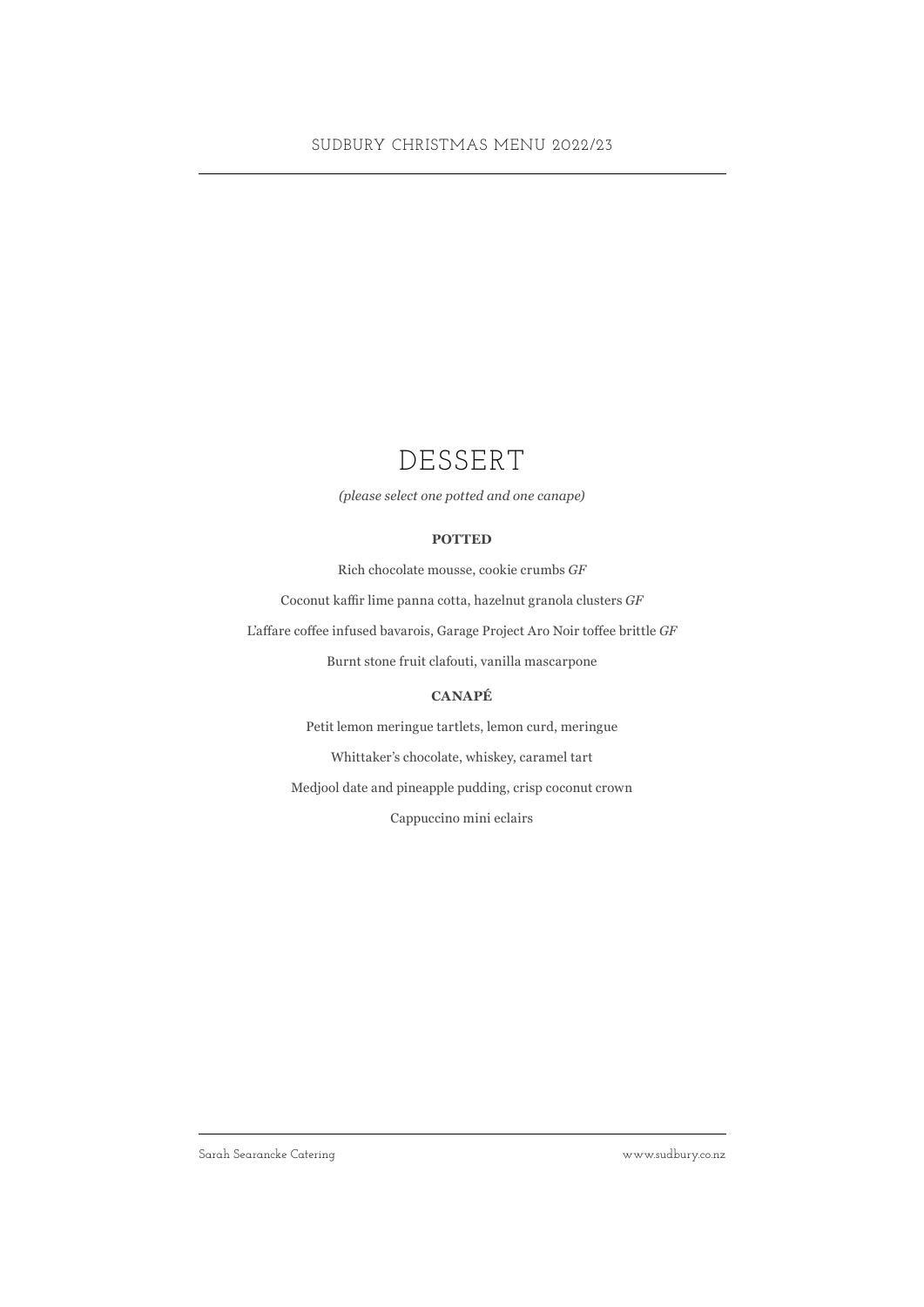# DESSERT

*(please select one potted and one canape)*

**POTTED**

Rich chocolate mousse, cookie crumbs *GF*

Coconut kaffir lime panna cotta, hazelnut granola clusters *GF*

L'affare coffee infused bavarois, Garage Project Aro Noir toffee brittle *GF*

Burnt stone fruit clafouti, vanilla mascarpone

**CANAPÉ**

Petit lemon meringue tartlets, lemon curd, meringue

Whittaker's chocolate, whiskey, caramel tart

Medjool date and pineapple pudding, crisp coconut crown

Cappuccino mini eclairs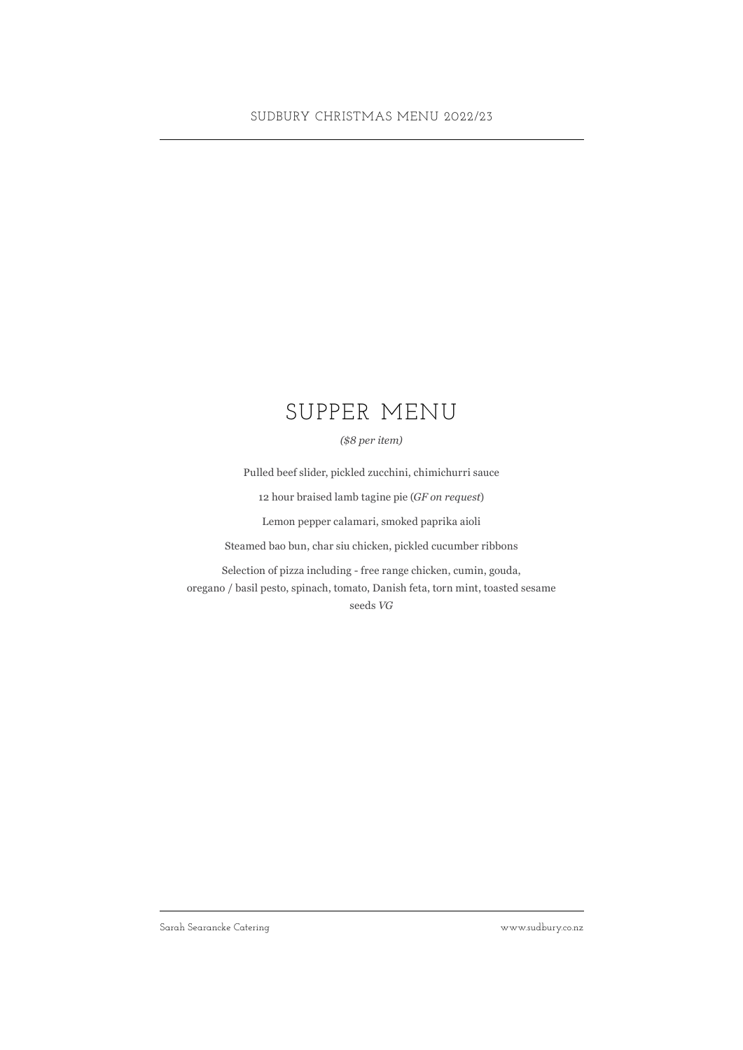# SUPPER MENU

*($8 per item)*

Pulled beef slider, pickled zucchini, chimichurri sauce

12 hour braised lamb tagine pie (*GF on request*)

Lemon pepper calamari, smoked paprika aioli

Steamed bao bun, char siu chicken, pickled cucumber ribbons

Selection of pizza including - free range chicken, cumin, gouda, oregano / basil pesto, spinach, tomato, Danish feta, torn mint, toasted sesame seeds *VG*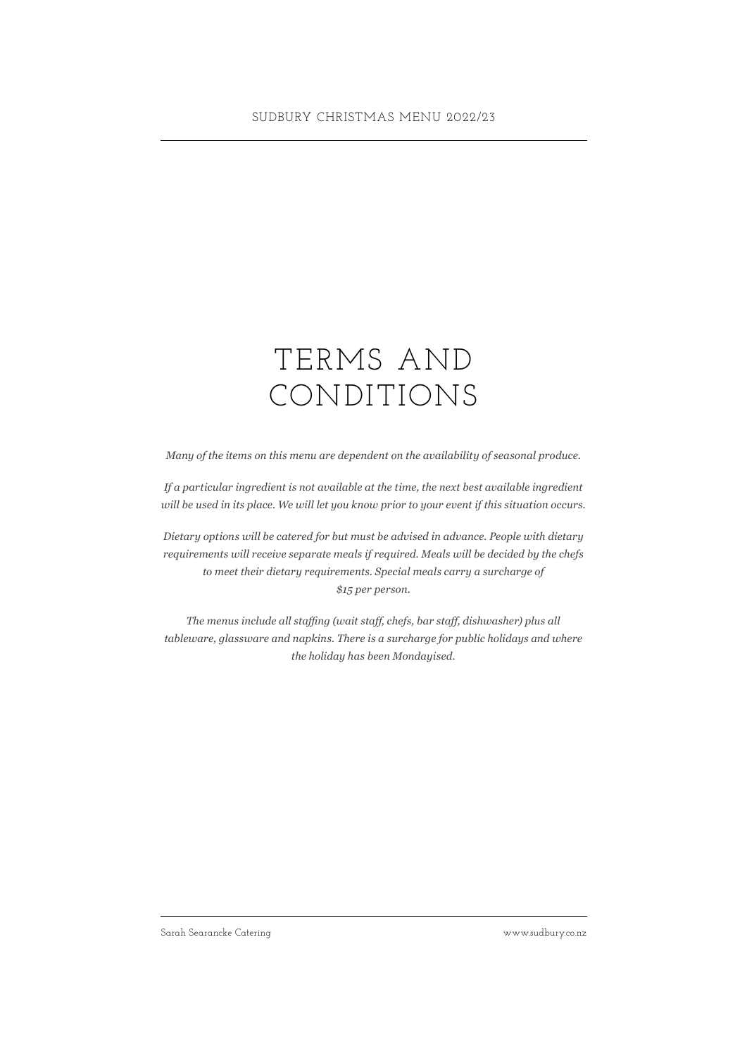# TERMS AND CONDITIONS

*Many of the items on this menu are dependent on the availability of seasonal produce.*

*If a particular ingredient is not available at the time, the next best available ingredient will be used in its place. We will let you know prior to your event if this situation occurs.*

*Dietary options will be catered for but must be advised in advance. People with dietary requirements will receive separate meals if required. Meals will be decided by the chefs to meet their dietary requirements. Special meals carry a surcharge of $15 per person.*

*The menus include all staffing (wait staff, chefs, bar staff, dishwasher) plus all tableware, glassware and napkins. There is a surcharge for public holidays and where the holiday has been Mondayised.*